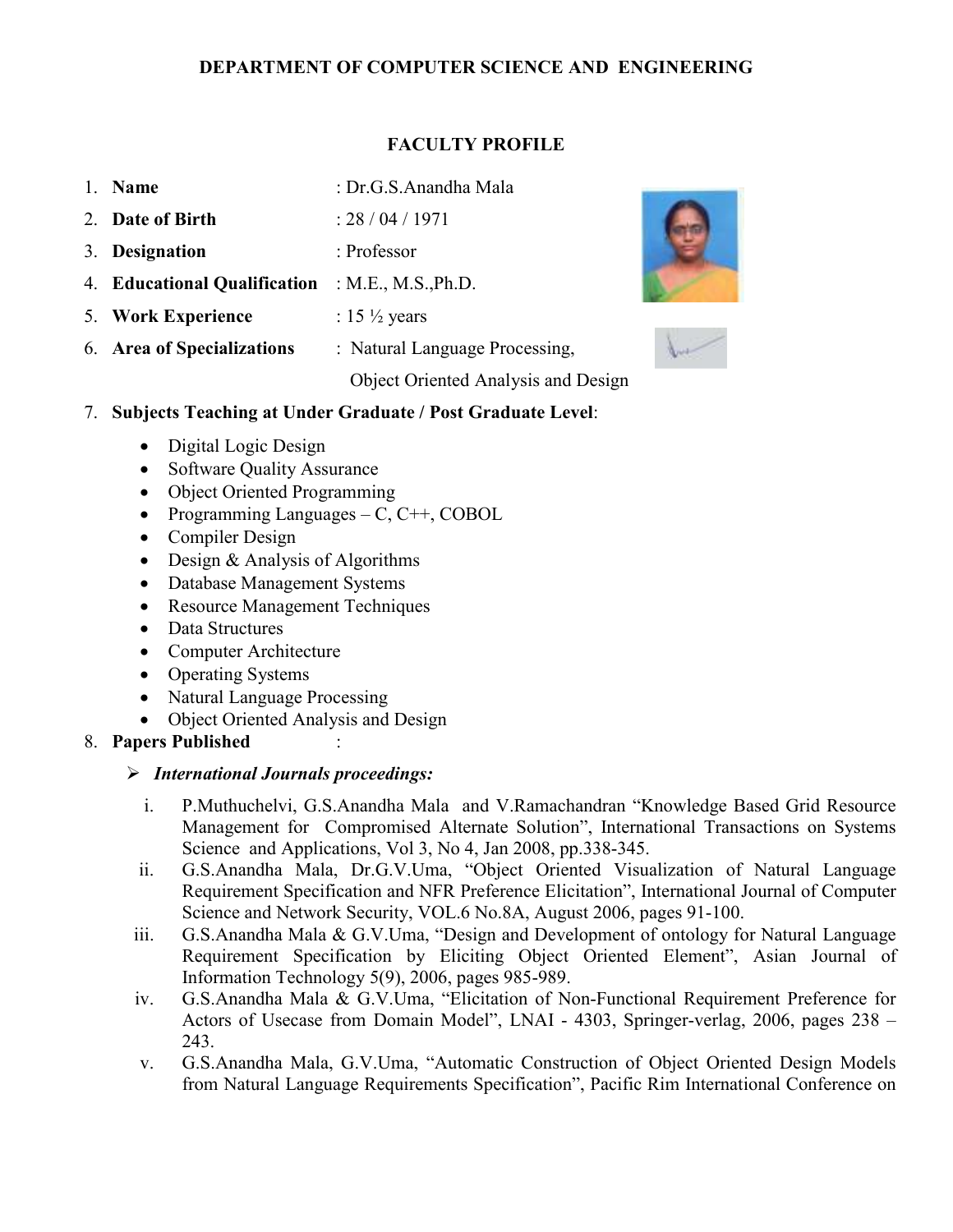**DEPARTMENT OF COMPUTER SCIENCE AND ENGINEERING**

**FACULTY PROFILE**

1. **Name** : Dr.G.S.Anandha Mala
2. **Date of Birth** : 28 / 04 / 1971
3. **Designation** : Professor
4. **Educational Qualification** : M.E., M.S.,Ph.D.
5. **Work Experience** : 15 ½ years
6. **Area of Specializations** : Natural Language Processing, Object Oriented Analysis and Design
7. **Subjects Teaching at Under Graduate / Post Graduate Level**:
   - Digital Logic Design
   - Software Quality Assurance
   - Object Oriented Programming
   - Programming Languages – C, C++, COBOL
   - Compiler Design
   - Design & Analysis of Algorithms
   - Database Management Systems
   - Resource Management Techniques
   - Data Structures
   - Computer Architecture
   - Operating Systems
   - Natural Language Processing
   - Object Oriented Analysis and Design
8. **Papers Published** :

➢ ***International Journals proceedings:***

i. P.Muthuchelvi, G.S.Anandha Mala and V.Ramachandran "Knowledge Based Grid Resource Management for Compromised Alternate Solution", International Transactions on Systems Science and Applications, Vol 3, No 4, Jan 2008, pp.338-345.

ii. G.S.Anandha Mala, Dr.G.V.Uma, "Object Oriented Visualization of Natural Language Requirement Specification and NFR Preference Elicitation", International Journal of Computer Science and Network Security, VOL.6 No.8A, August 2006, pages 91-100.

iii. G.S.Anandha Mala & G.V.Uma, "Design and Development of ontology for Natural Language Requirement Specification by Eliciting Object Oriented Element", Asian Journal of Information Technology 5(9), 2006, pages 985-989.

iv. G.S.Anandha Mala & G.V.Uma, "Elicitation of Non-Functional Requirement Preference for Actors of Usecase from Domain Model", LNAI - 4303, Springer-verlag, 2006, pages 238 – 243.

v. G.S.Anandha Mala, G.V.Uma, "Automatic Construction of Object Oriented Design Models from Natural Language Requirements Specification", Pacific Rim International Conference on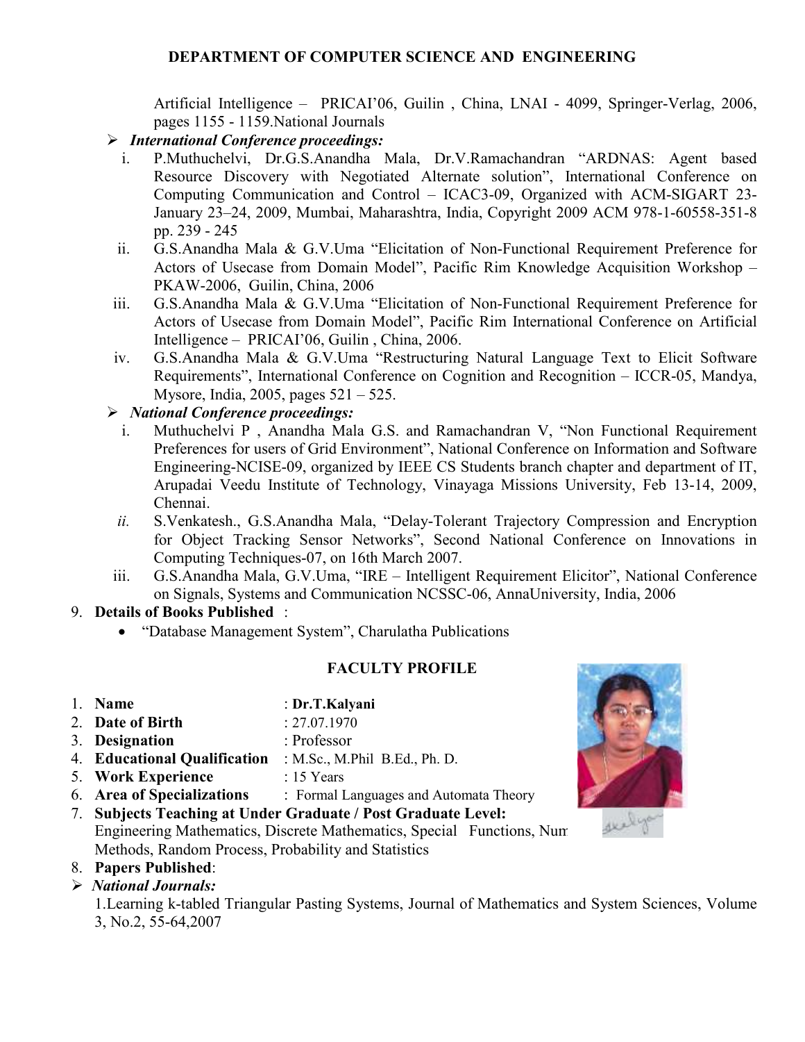Artificial Intelligence – PRICAI'06, Guilin , China, LNAI - 4099, Springer-Verlag, 2006, pages 1155 - 1159.National Journals

- ***International Conference proceedings:***
  1. P.Muthuchelvi, Dr.G.S.Anandha Mala, Dr.V.Ramachandran "ARDNAS: Agent based Resource Discovery with Negotiated Alternate solution", International Conference on Computing Communication and Control – ICAC3-09, Organized with ACM-SIGART 23-January 23–24, 2009, Mumbai, Maharashtra, India, Copyright 2009 ACM 978-1-60558-351-8 pp. 239 - 245
  2. G.S.Anandha Mala & G.V.Uma "Elicitation of Non-Functional Requirement Preference for Actors of Usecase from Domain Model", Pacific Rim Knowledge Acquisition Workshop – PKAW-2006, Guilin, China, 2006
  3. G.S.Anandha Mala & G.V.Uma "Elicitation of Non-Functional Requirement Preference for Actors of Usecase from Domain Model", Pacific Rim International Conference on Artificial Intelligence – PRICAI'06, Guilin , China, 2006.
  4. G.S.Anandha Mala & G.V.Uma "Restructuring Natural Language Text to Elicit Software Requirements", International Conference on Cognition and Recognition – ICCR-05, Mandya, Mysore, India, 2005, pages 521 – 525.
- ***National Conference proceedings:***
  1. Muthuchelvi P , Anandha Mala G.S. and Ramachandran V, "Non Functional Requirement Preferences for users of Grid Environment", National Conference on Information and Software Engineering-NCISE-09, organized by IEEE CS Students branch chapter and department of IT, Arupadai Veedu Institute of Technology, Vinayaga Missions University, Feb 13-14, 2009, Chennai.
  2. S.Venkatesh., G.S.Anandha Mala, "Delay-Tolerant Trajectory Compression and Encryption for Object Tracking Sensor Networks", Second National Conference on Innovations in Computing Techniques-07, on 16th March 2007.
  3. G.S.Anandha Mala, G.V.Uma, "IRE – Intelligent Requirement Elicitor", National Conference on Signals, Systems and Communication NCSSC-06, AnnaUniversity, India, 2006

9. **Details of Books Published** :
   - "Database Management System", Charulatha Publications

## FACULTY PROFILE

1. **Name** : **Dr.T.Kalyani**
2. **Date of Birth** : 27.07.1970
3. **Designation** : Professor
4. **Educational Qualification** : M.Sc., M.Phil B.Ed., Ph. D.
5. **Work Experience** : 15 Years
6. **Area of Specializations** : Formal Languages and Automata Theory
7. **Subjects Teaching at Under Graduate / Post Graduate Level:**
   Engineering Mathematics, Discrete Mathematics, Special Functions, Numerical Methods, Random Process, Probability and Statistics
8. **Papers Published**:

- ***National Journals:***

  1.Learning k-tabled Triangular Pasting Systems, Journal of Mathematics and System Sciences, Volume 3, No.2, 55-64,2007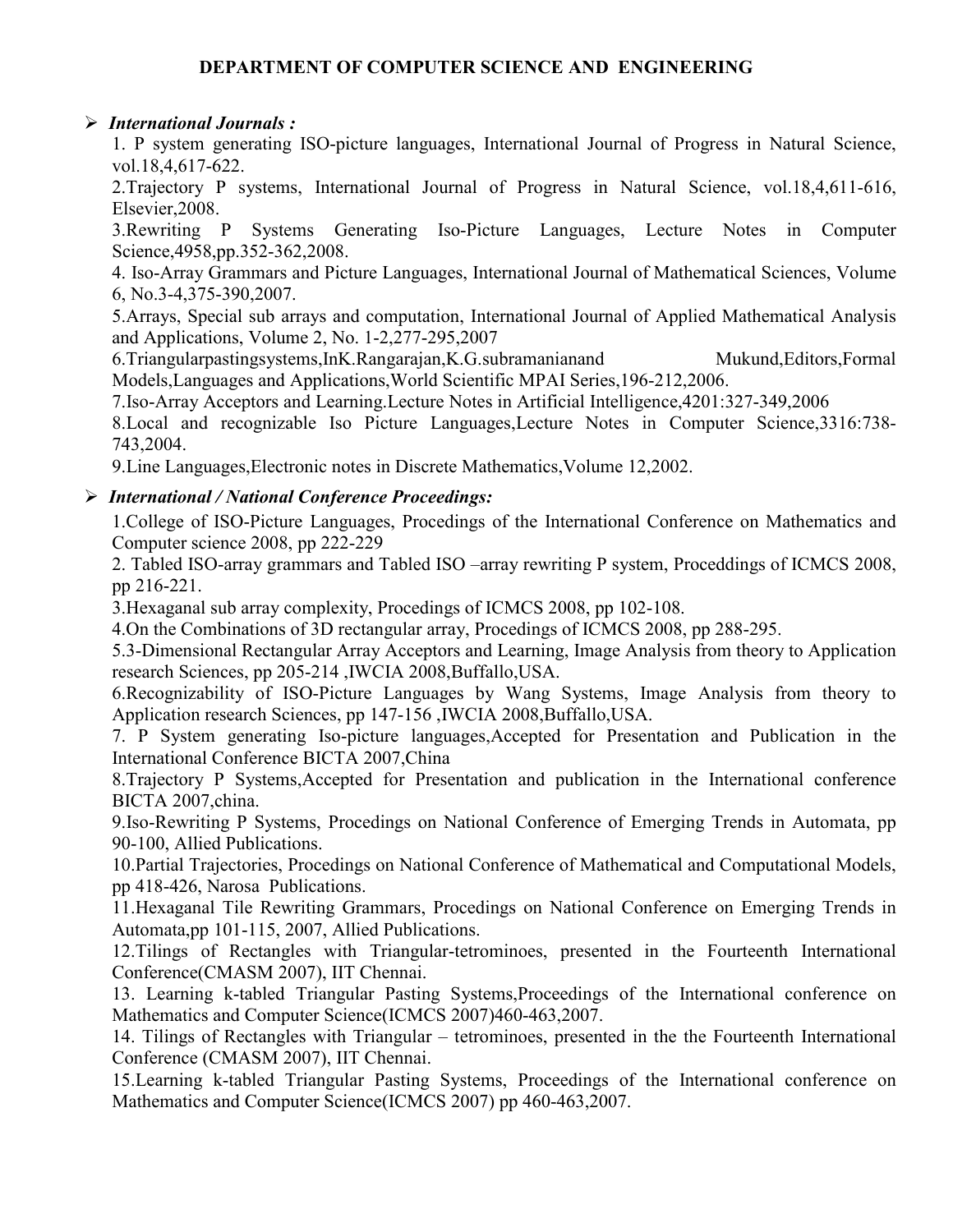# DEPARTMENT OF COMPUTER SCIENCE AND ENGINEERING

- ***International Journals :***

1. P system generating ISO-picture languages, International Journal of Progress in Natural Science, vol.18,4,617-622.
2. Trajectory P systems, International Journal of Progress in Natural Science, vol.18,4,611-616, Elsevier,2008.
3. Rewriting P Systems Generating Iso-Picture Languages, Lecture Notes in Computer Science,4958,pp.352-362,2008.
4. Iso-Array Grammars and Picture Languages, International Journal of Mathematical Sciences, Volume 6, No.3-4,375-390,2007.
5. Arrays, Special sub arrays and computation, International Journal of Applied Mathematical Analysis and Applications, Volume 2, No. 1-2,277-295,2007
6. Triangularpastingsystems,InK.Rangarajan,K.G.subramanianand Mukund,Editors,Formal Models,Languages and Applications,World Scientific MPAI Series,196-212,2006.
7. Iso-Array Acceptors and Learning.Lecture Notes in Artificial Intelligence,4201:327-349,2006
8. Local and recognizable Iso Picture Languages,Lecture Notes in Computer Science,3316:738-743,2004.
9. Line Languages,Electronic notes in Discrete Mathematics,Volume 12,2002.

- ***International / National Conference Proceedings:***

1. College of ISO-Picture Languages, Procedings of the International Conference on Mathematics and Computer science 2008, pp 222-229
2. Tabled ISO-array grammars and Tabled ISO –array rewriting P system, Proceddings of ICMCS 2008, pp 216-221.
3. Hexaganal sub array complexity, Procedings of ICMCS 2008, pp 102-108.
4. On the Combinations of 3D rectangular array, Procedings of ICMCS 2008, pp 288-295.
5. 3-Dimensional Rectangular Array Acceptors and Learning, Image Analysis from theory to Application research Sciences, pp 205-214 ,IWCIA 2008,Buffallo,USA.
6. Recognizability of ISO-Picture Languages by Wang Systems, Image Analysis from theory to Application research Sciences, pp 147-156 ,IWCIA 2008,Buffallo,USA.
7. P System generating Iso-picture languages,Accepted for Presentation and Publication in the International Conference BICTA 2007,China
8. Trajectory P Systems,Accepted for Presentation and publication in the International conference BICTA 2007,china.
9. Iso-Rewriting P Systems, Procedings on National Conference of Emerging Trends in Automata, pp 90-100, Allied Publications.
10. Partial Trajectories, Procedings on National Conference of Mathematical and Computational Models, pp 418-426, Narosa Publications.
11. Hexaganal Tile Rewriting Grammars, Procedings on National Conference on Emerging Trends in Automata,pp 101-115, 2007, Allied Publications.
12. Tilings of Rectangles with Triangular-tetrominoes, presented in the Fourteenth International Conference(CMASM 2007), IIT Chennai.
13. Learning k-tabled Triangular Pasting Systems,Proceedings of the International conference on Mathematics and Computer Science(ICMCS 2007)460-463,2007.
14. Tilings of Rectangles with Triangular – tetrominoes, presented in the the Fourteenth International Conference (CMASM 2007), IIT Chennai.
15. Learning k-tabled Triangular Pasting Systems, Proceedings of the International conference on Mathematics and Computer Science(ICMCS 2007) pp 460-463,2007.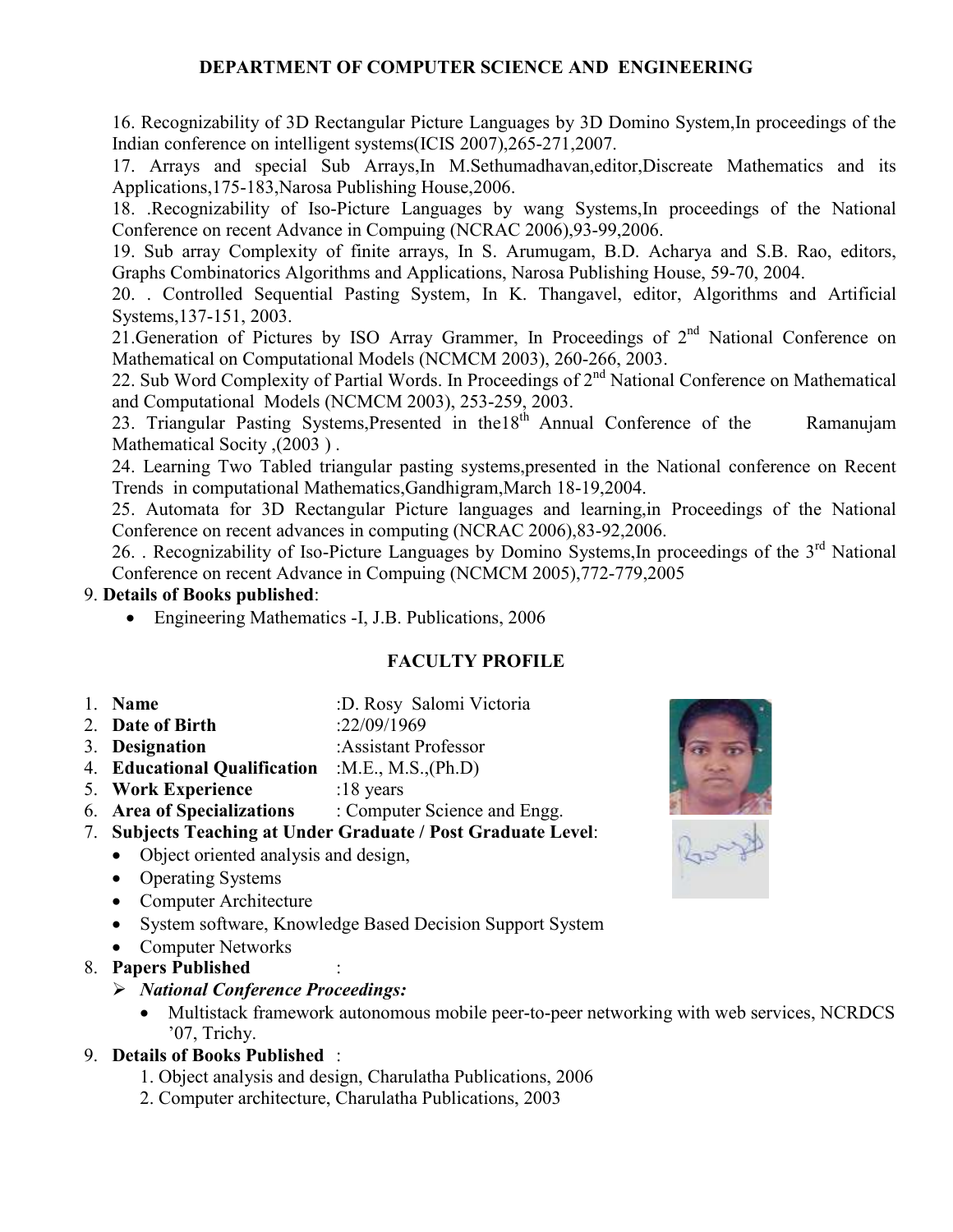## DEPARTMENT OF COMPUTER SCIENCE AND ENGINEERING

16. Recognizability of 3D Rectangular Picture Languages by 3D Domino System,In proceedings of the Indian conference on intelligent systems(ICIS 2007),265-271,2007.
17. Arrays and special Sub Arrays,In M.Sethumadhavan,editor,Discreate Mathematics and its Applications,175-183,Narosa Publishing House,2006.
18. .Recognizability of Iso-Picture Languages by wang Systems,In proceedings of the National Conference on recent Advance in Compuing (NCRAC 2006),93-99,2006.
19. Sub array Complexity of finite arrays, In S. Arumugam, B.D. Acharya and S.B. Rao, editors, Graphs Combinatorics Algorithms and Applications, Narosa Publishing House, 59-70, 2004.
20. . Controlled Sequential Pasting System, In K. Thangavel, editor, Algorithms and Artificial Systems,137-151, 2003.
21.Generation of Pictures by ISO Array Grammer, In Proceedings of 2nd National Conference on Mathematical on Computational Models (NCMCM 2003), 260-266, 2003.
22. Sub Word Complexity of Partial Words. In Proceedings of 2nd National Conference on Mathematical and Computational Models (NCMCM 2003), 253-259, 2003.
23. Triangular Pasting Systems,Presented in the18th Annual Conference of the Ramanujam Mathematical Socity ,(2003 ) .
24. Learning Two Tabled triangular pasting systems,presented in the National conference on Recent Trends in computational Mathematics,Gandhigram,March 18-19,2004.
25. Automata for 3D Rectangular Picture languages and learning,in Proceedings of the National Conference on recent advances in computing (NCRAC 2006),83-92,2006.
26. . Recognizability of Iso-Picture Languages by Domino Systems,In proceedings of the 3rd National Conference on recent Advance in Compuing (NCMCM 2005),772-779,2005

9. **Details of Books published**:
   - Engineering Mathematics -I, J.B. Publications, 2006

## FACULTY PROFILE

1. **Name** :D. Rosy Salomi Victoria
2. **Date of Birth** :22/09/1969
3. **Designation** :Assistant Professor
4. **Educational Qualification** :M.E., M.S.,(Ph.D)
5. **Work Experience** :18 years
6. **Area of Specializations** : Computer Science and Engg.
7. **Subjects Teaching at Under Graduate / Post Graduate Level**:
   - Object oriented analysis and design,
   - Operating Systems
   - Computer Architecture
   - System software, Knowledge Based Decision Support System
   - Computer Networks
8. **Papers Published** :
   - ***National Conference Proceedings:***
     - Multistack framework autonomous mobile peer-to-peer networking with web services, NCRDCS '07, Trichy.
9. **Details of Books Published** :
   1. Object analysis and design, Charulatha Publications, 2006
   2. Computer architecture, Charulatha Publications, 2003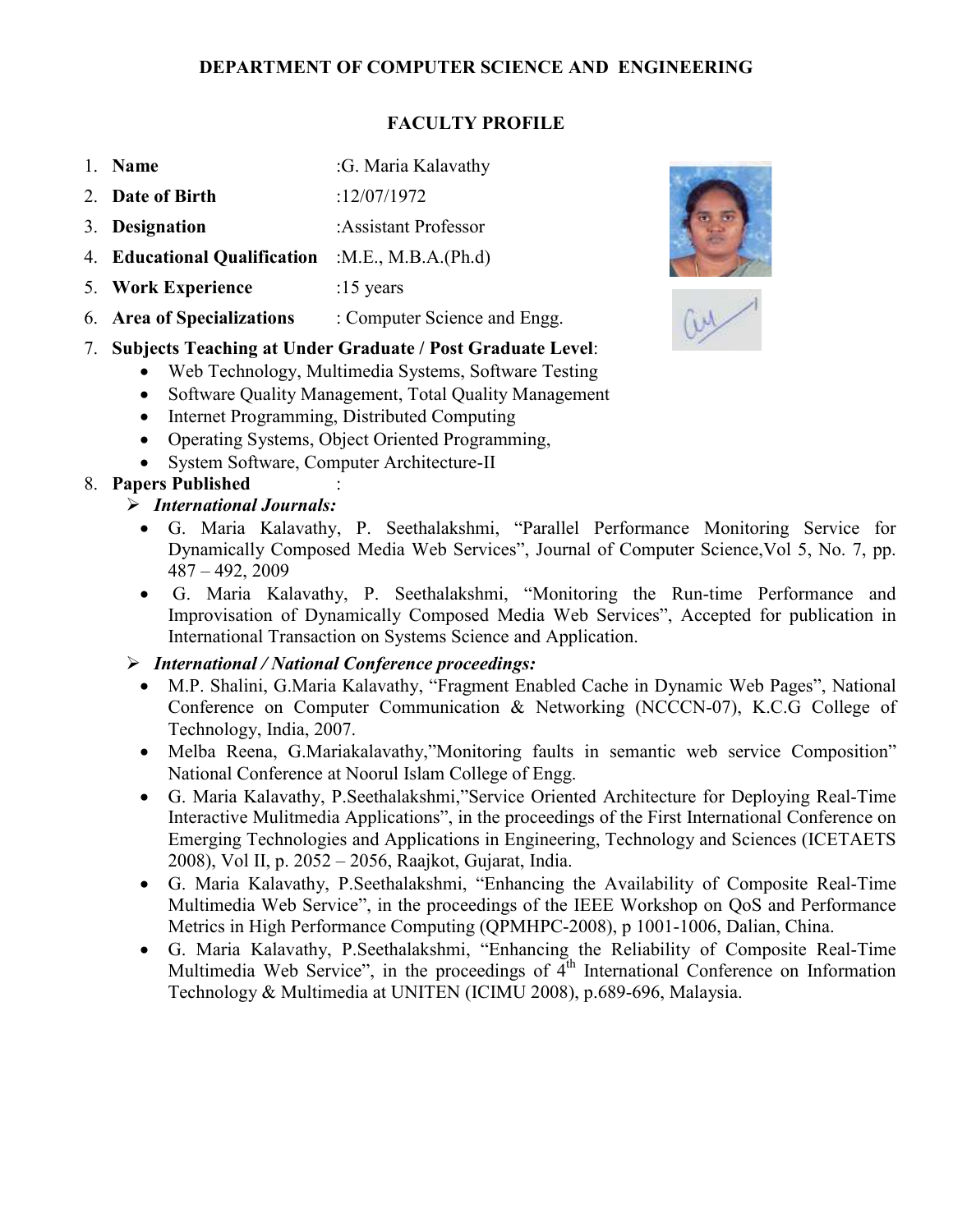**DEPARTMENT OF COMPUTER SCIENCE AND ENGINEERING**

**FACULTY PROFILE**

1. **Name** :G. Maria Kalavathy
2. **Date of Birth** :12/07/1972
3. **Designation** :Assistant Professor
4. **Educational Qualification** :M.E., M.B.A.(Ph.d)
5. **Work Experience** :15 years
6. **Area of Specializations** : Computer Science and Engg.
7. **Subjects Teaching at Under Graduate / Post Graduate Level**:
   - Web Technology, Multimedia Systems, Software Testing
   - Software Quality Management, Total Quality Management
   - Internet Programming, Distributed Computing
   - Operating Systems, Object Oriented Programming,
   - System Software, Computer Architecture-II
8. **Papers Published** :
   - ***International Journals:***
     - G. Maria Kalavathy, P. Seethalakshmi, "Parallel Performance Monitoring Service for Dynamically Composed Media Web Services", Journal of Computer Science,Vol 5, No. 7, pp. 487 – 492, 2009
     - G. Maria Kalavathy, P. Seethalakshmi, "Monitoring the Run-time Performance and Improvisation of Dynamically Composed Media Web Services", Accepted for publication in International Transaction on Systems Science and Application.
   - ***International / National Conference proceedings:***
     - M.P. Shalini, G.Maria Kalavathy, "Fragment Enabled Cache in Dynamic Web Pages", National Conference on Computer Communication & Networking (NCCCN-07), K.C.G College of Technology, India, 2007.
     - Melba Reena, G.Mariakalavathy,"Monitoring faults in semantic web service Composition" National Conference at Noorul Islam College of Engg.
     - G. Maria Kalavathy, P.Seethalakshmi,"Service Oriented Architecture for Deploying Real-Time Interactive Mulitmedia Applications", in the proceedings of the First International Conference on Emerging Technologies and Applications in Engineering, Technology and Sciences (ICETAETS 2008), Vol II, p. 2052 – 2056, Raajkot, Gujarat, India.
     - G. Maria Kalavathy, P.Seethalakshmi, "Enhancing the Availability of Composite Real-Time Multimedia Web Service", in the proceedings of the IEEE Workshop on QoS and Performance Metrics in High Performance Computing (QPMHPC-2008), p 1001-1006, Dalian, China.
     - G. Maria Kalavathy, P.Seethalakshmi, "Enhancing the Reliability of Composite Real-Time Multimedia Web Service", in the proceedings of 4th International Conference on Information Technology & Multimedia at UNITEN (ICIMU 2008), p.689-696, Malaysia.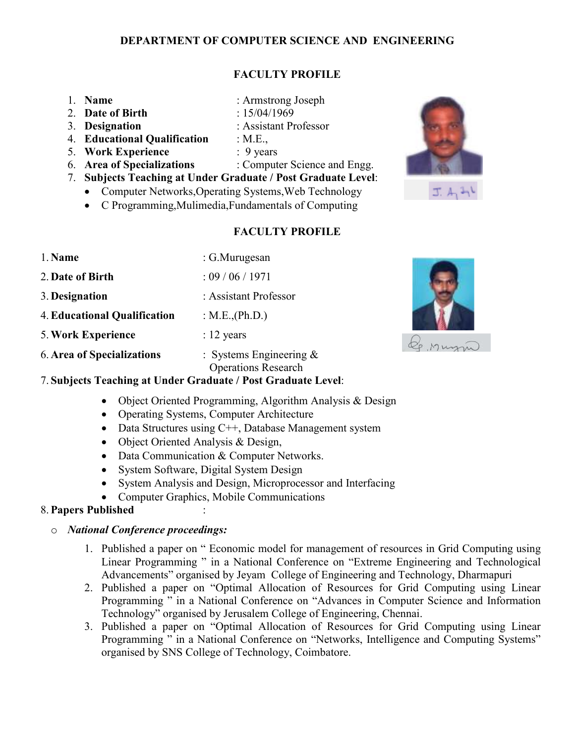# DEPARTMENT OF COMPUTER SCIENCE AND ENGINEERING

## FACULTY PROFILE

1. **Name** : Armstrong Joseph
2. **Date of Birth** : 15/04/1969
3. **Designation** : Assistant Professor
4. **Educational Qualification** : M.E.,
5. **Work Experience** : 9 years
6. **Area of Specializations** : Computer Science and Engg.
7. **Subjects Teaching at Under Graduate / Post Graduate Level**:
   - Computer Networks,Operating Systems,Web Technology
   - C Programming,Mulimedia,Fundamentals of Computing

## FACULTY PROFILE

1. **Name** : G.Murugesan
2. **Date of Birth** : 09 / 06 / 1971
3. **Designation** : Assistant Professor
4. **Educational Qualification** : M.E.,(Ph.D.)
5. **Work Experience** : 12 years
6. **Area of Specializations** : Systems Engineering & Operations Research
7. **Subjects Teaching at Under Graduate / Post Graduate Level**:
   - Object Oriented Programming, Algorithm Analysis & Design
   - Operating Systems, Computer Architecture
   - Data Structures using C++, Database Management system
   - Object Oriented Analysis & Design,
   - Data Communication & Computer Networks.
   - System Software, Digital System Design
   - System Analysis and Design, Microprocessor and Interfacing
   - Computer Graphics, Mobile Communications
8. **Papers Published** :
   - *National Conference proceedings:*
     1. Published a paper on " Economic model for management of resources in Grid Computing using Linear Programming " in a National Conference on "Extreme Engineering and Technological Advancements" organised by Jeyam College of Engineering and Technology, Dharmapuri
     2. Published a paper on "Optimal Allocation of Resources for Grid Computing using Linear Programming " in a National Conference on "Advances in Computer Science and Information Technology" organised by Jerusalem College of Engineering, Chennai.
     3. Published a paper on "Optimal Allocation of Resources for Grid Computing using Linear Programming " in a National Conference on "Networks, Intelligence and Computing Systems" organised by SNS College of Technology, Coimbatore.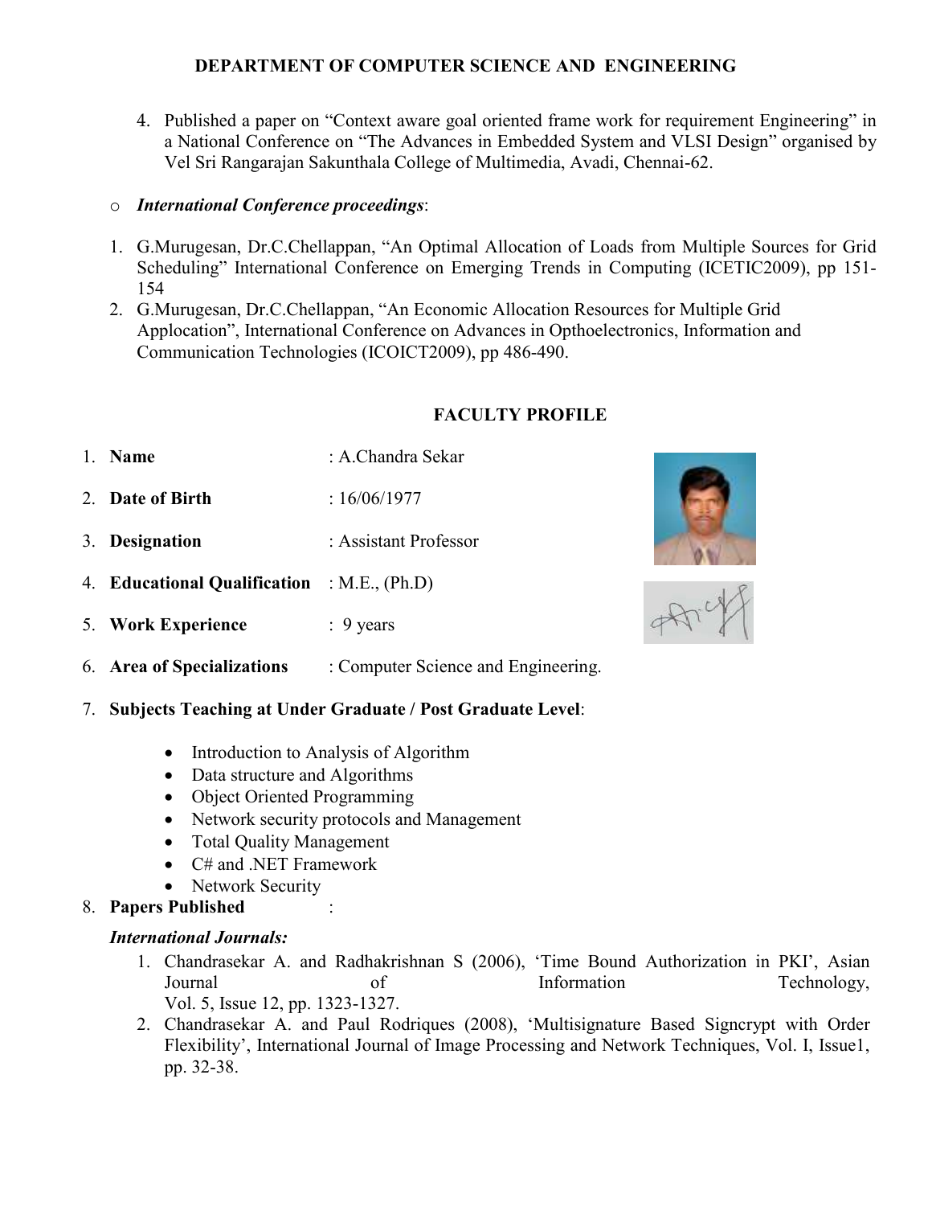DEPARTMENT OF COMPUTER SCIENCE AND ENGINEERING

4. Published a paper on "Context aware goal oriented frame work for requirement Engineering" in a National Conference on "The Advances in Embedded System and VLSI Design" organised by Vel Sri Rangarajan Sakunthala College of Multimedia, Avadi, Chennai-62.

- ***International Conference proceedings***:

1. G.Murugesan, Dr.C.Chellappan, "An Optimal Allocation of Loads from Multiple Sources for Grid Scheduling" International Conference on Emerging Trends in Computing (ICETIC2009), pp 151-154
2. G.Murugesan, Dr.C.Chellappan, "An Economic Allocation Resources for Multiple Grid Applocation", International Conference on Advances in Opthoelectronics, Information and Communication Technologies (ICOICT2009), pp 486-490.

## FACULTY PROFILE

1. **Name** : A.Chandra Sekar
2. **Date of Birth** : 16/06/1977
3. **Designation** : Assistant Professor
4. **Educational Qualification** : M.E., (Ph.D)
5. **Work Experience** : 9 years
6. **Area of Specializations** : Computer Science and Engineering.
7. **Subjects Teaching at Under Graduate / Post Graduate Level**:
   - Introduction to Analysis of Algorithm
   - Data structure and Algorithms
   - Object Oriented Programming
   - Network security protocols and Management
   - Total Quality Management
   - C# and .NET Framework
   - Network Security
8. **Papers Published** :

***International Journals:***

1. Chandrasekar A. and Radhakrishnan S (2006), 'Time Bound Authorization in PKI', Asian Journal of Information Technology, Vol. 5, Issue 12, pp. 1323-1327.
2. Chandrasekar A. and Paul Rodriques (2008), 'Multisignature Based Signcrypt with Order Flexibility', International Journal of Image Processing and Network Techniques, Vol. I, Issue1, pp. 32-38.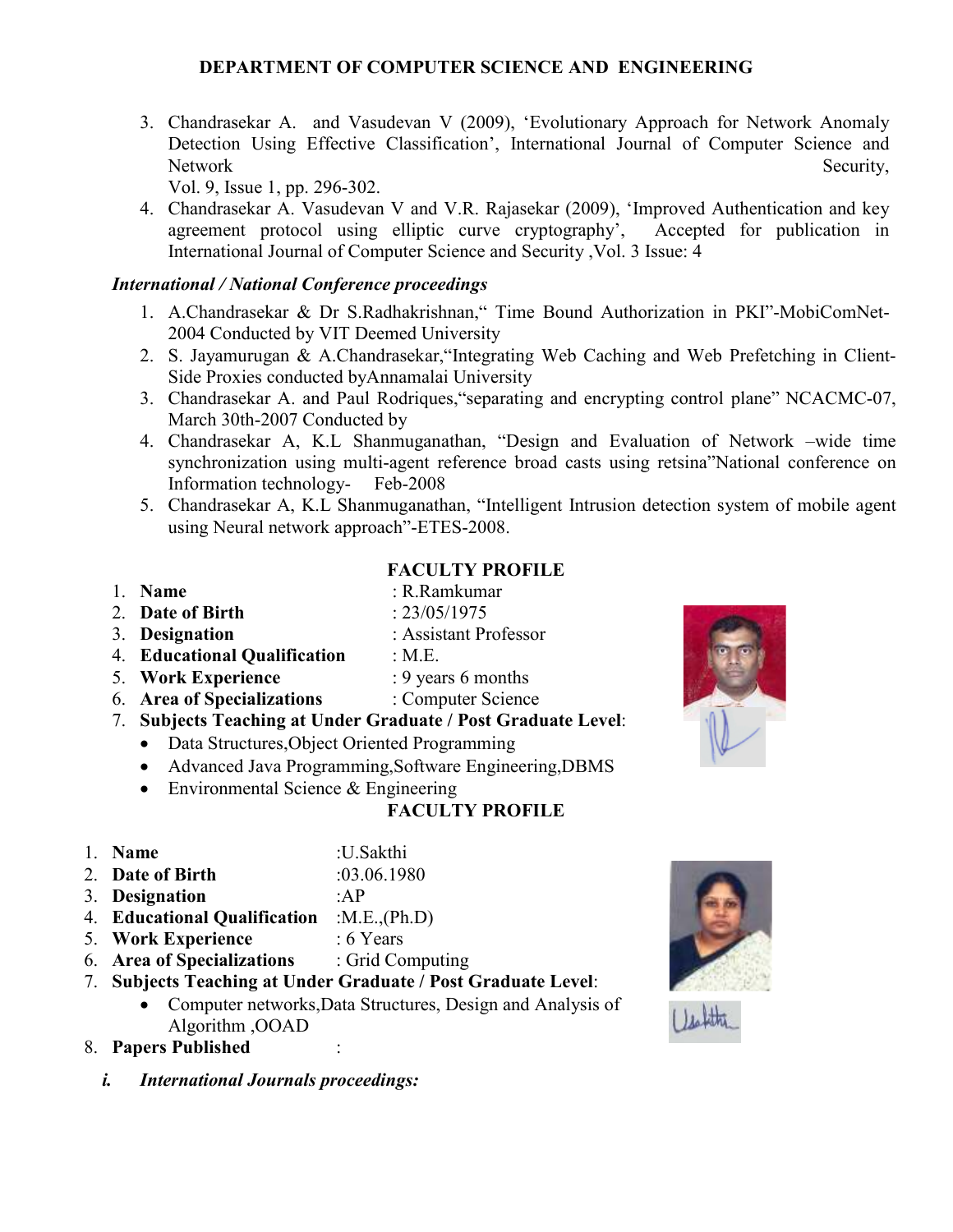# DEPARTMENT OF COMPUTER SCIENCE AND ENGINEERING

3. Chandrasekar A. and Vasudevan V (2009), 'Evolutionary Approach for Network Anomaly Detection Using Effective Classification', International Journal of Computer Science and Network Security, Vol. 9, Issue 1, pp. 296-302.
4. Chandrasekar A. Vasudevan V and V.R. Rajasekar (2009), 'Improved Authentication and key agreement protocol using elliptic curve cryptography', Accepted for publication in International Journal of Computer Science and Security ,Vol. 3 Issue: 4

***International / National Conference proceedings***

1. A.Chandrasekar & Dr S.Radhakrishnan,“ Time Bound Authorization in PKI”-MobiComNet-2004 Conducted by VIT Deemed University
2. S. Jayamurugan & A.Chandrasekar,“Integrating Web Caching and Web Prefetching in Client-Side Proxies conducted byAnnamalai University
3. Chandrasekar A. and Paul Rodriques,“separating and encrypting control plane” NCACMC-07, March 30th-2007 Conducted by
4. Chandrasekar A, K.L Shanmuganathan, “Design and Evaluation of Network –wide time synchronization using multi-agent reference broad casts using retsina”National conference on Information technology- Feb-2008
5. Chandrasekar A, K.L Shanmuganathan, “Intelligent Intrusion detection system of mobile agent using Neural network approach”-ETES-2008.

## FACULTY PROFILE

1. **Name** : R.Ramkumar
2. **Date of Birth** : 23/05/1975
3. **Designation** : Assistant Professor
4. **Educational Qualification** : M.E.
5. **Work Experience** : 9 years 6 months
6. **Area of Specializations** : Computer Science
7. **Subjects Teaching at Under Graduate / Post Graduate Level**:
   - Data Structures,Object Oriented Programming
   - Advanced Java Programming,Software Engineering,DBMS
   - Environmental Science & Engineering

## FACULTY PROFILE

1. **Name** :U.Sakthi
2. **Date of Birth** :03.06.1980
3. **Designation** :AP
4. **Educational Qualification** :M.E.,(Ph.D)
5. **Work Experience** : 6 Years
6. **Area of Specializations** : Grid Computing
7. **Subjects Teaching at Under Graduate / Post Graduate Level**:
   - Computer networks,Data Structures, Design and Analysis of Algorithm ,OOAD
8. **Papers Published** :

   ***i. International Journals proceedings:***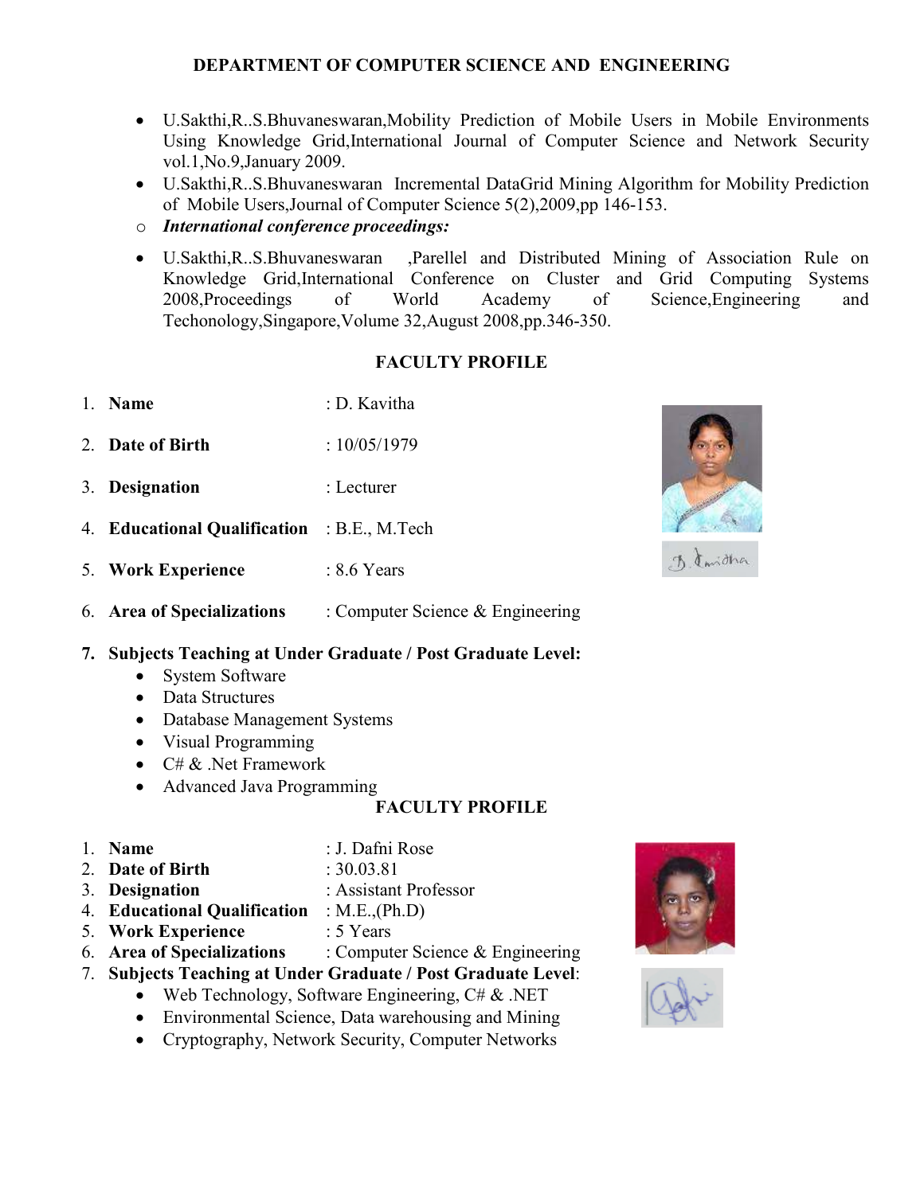# DEPARTMENT OF COMPUTER SCIENCE AND ENGINEERING

- U.Sakthi,R..S.Bhuvaneswaran,Mobility Prediction of Mobile Users in Mobile Environments Using Knowledge Grid,International Journal of Computer Science and Network Security vol.1,No.9,January 2009.
- U.Sakthi,R..S.Bhuvaneswaran Incremental DataGrid Mining Algorithm for Mobility Prediction of Mobile Users,Journal of Computer Science 5(2),2009,pp 146-153.

- ***International conference proceedings:***

- U.Sakthi,R..S.Bhuvaneswaran ,Parellel and Distributed Mining of Association Rule on Knowledge Grid,International Conference on Cluster and Grid Computing Systems 2008,Proceedings of World Academy of Science,Engineering and Techonology,Singapore,Volume 32,August 2008,pp.346-350.

## FACULTY PROFILE

1. **Name** : D. Kavitha
2. **Date of Birth** : 10/05/1979
3. **Designation** : Lecturer
4. **Educational Qualification** : B.E., M.Tech
5. **Work Experience** : 8.6 Years
6. **Area of Specializations** : Computer Science & Engineering
7. **Subjects Teaching at Under Graduate / Post Graduate Level:**
   - System Software
   - Data Structures
   - Database Management Systems
   - Visual Programming
   - C# & .Net Framework
   - Advanced Java Programming

## FACULTY PROFILE

1. **Name** : J. Dafni Rose
2. **Date of Birth** : 30.03.81
3. **Designation** : Assistant Professor
4. **Educational Qualification** : M.E.,(Ph.D)
5. **Work Experience** : 5 Years
6. **Area of Specializations** : Computer Science & Engineering
7. **Subjects Teaching at Under Graduate / Post Graduate Level**:
   - Web Technology, Software Engineering, C# & .NET
   - Environmental Science, Data warehousing and Mining
   - Cryptography, Network Security, Computer Networks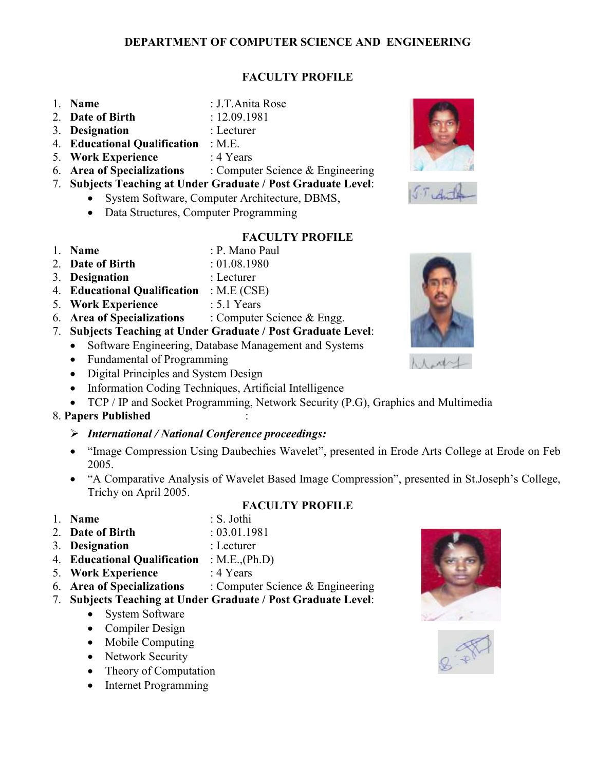## DEPARTMENT OF COMPUTER SCIENCE AND ENGINEERING

### FACULTY PROFILE

1. **Name** : J.T.Anita Rose
2. **Date of Birth** : 12.09.1981
3. **Designation** : Lecturer
4. **Educational Qualification** : M.E.
5. **Work Experience** : 4 Years
6. **Area of Specializations** : Computer Science & Engineering
7. **Subjects Teaching at Under Graduate / Post Graduate Level**:
   - System Software, Computer Architecture, DBMS,
   - Data Structures, Computer Programming

### FACULTY PROFILE

1. **Name** : P. Mano Paul
2. **Date of Birth** : 01.08.1980
3. **Designation** : Lecturer
4. **Educational Qualification** : M.E (CSE)
5. **Work Experience** : 5.1 Years
6. **Area of Specializations** : Computer Science & Engg.
7. **Subjects Teaching at Under Graduate / Post Graduate Level**:
   - Software Engineering, Database Management and Systems
   - Fundamental of Programming
   - Digital Principles and System Design
   - Information Coding Techniques, Artificial Intelligence
   - TCP / IP and Socket Programming, Network Security (P.G), Graphics and Multimedia
8. **Papers Published** :
   - ***International / National Conference proceedings:***
   - "Image Compression Using Daubechies Wavelet", presented in Erode Arts College at Erode on Feb 2005.
   - "A Comparative Analysis of Wavelet Based Image Compression", presented in St.Joseph's College, Trichy on April 2005.

### FACULTY PROFILE

1. **Name** : S. Jothi
2. **Date of Birth** : 03.01.1981
3. **Designation** : Lecturer
4. **Educational Qualification** : M.E.,(Ph.D)
5. **Work Experience** : 4 Years
6. **Area of Specializations** : Computer Science & Engineering
7. **Subjects Teaching at Under Graduate / Post Graduate Level**:
   - System Software
   - Compiler Design
   - Mobile Computing
   - Network Security
   - Theory of Computation
   - Internet Programming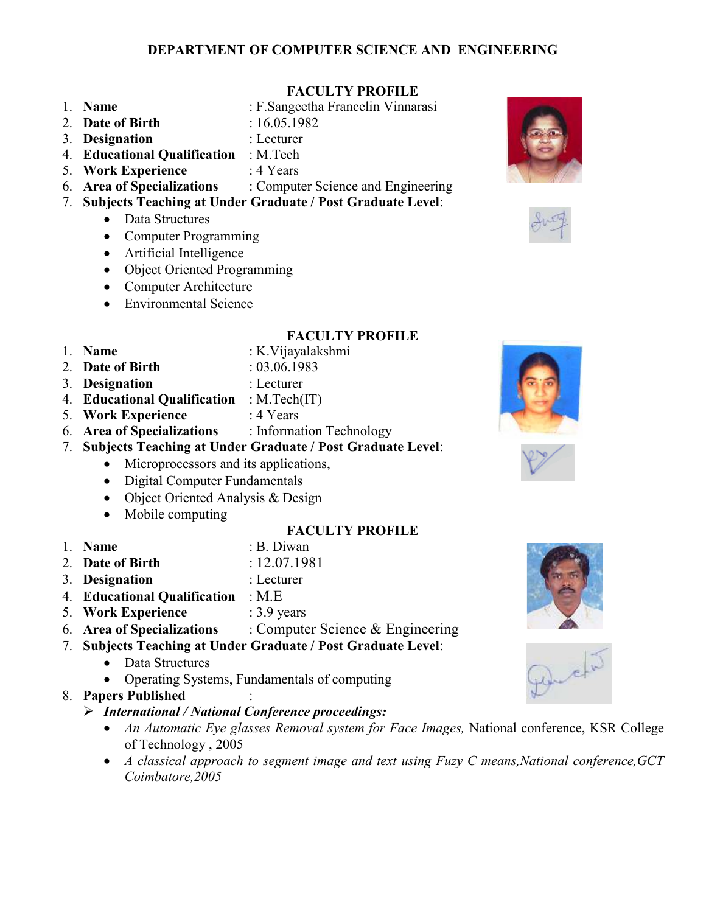## DEPARTMENT OF COMPUTER SCIENCE AND ENGINEERING

### FACULTY PROFILE

1. **Name** : F.Sangeetha Francelin Vinnarasi
2. **Date of Birth** : 16.05.1982
3. **Designation** : Lecturer
4. **Educational Qualification** : M.Tech
5. **Work Experience** : 4 Years
6. **Area of Specializations** : Computer Science and Engineering
7. **Subjects Teaching at Under Graduate / Post Graduate Level**:
   - Data Structures
   - Computer Programming
   - Artificial Intelligence
   - Object Oriented Programming
   - Computer Architecture
   - Environmental Science

### FACULTY PROFILE

1. **Name** : K.Vijayalakshmi
2. **Date of Birth** : 03.06.1983
3. **Designation** : Lecturer
4. **Educational Qualification** : M.Tech(IT)
5. **Work Experience** : 4 Years
6. **Area of Specializations** : Information Technology
7. **Subjects Teaching at Under Graduate / Post Graduate Level**:
   - Microprocessors and its applications,
   - Digital Computer Fundamentals
   - Object Oriented Analysis & Design
   - Mobile computing

### FACULTY PROFILE

1. **Name** : B. Diwan
2. **Date of Birth** : 12.07.1981
3. **Designation** : Lecturer
4. **Educational Qualification** : M.E
5. **Work Experience** : 3.9 years
6. **Area of Specializations** : Computer Science & Engineering
7. **Subjects Teaching at Under Graduate / Post Graduate Level**:
   - Data Structures
   - Operating Systems, Fundamentals of computing
8. **Papers Published** :
   - ***International / National Conference proceedings:***
     - *An Automatic Eye glasses Removal system for Face Images,* National conference, KSR College of Technology , 2005
     - *A classical approach to segment image and text using Fuzy C means,National conference,GCT Coimbatore,2005*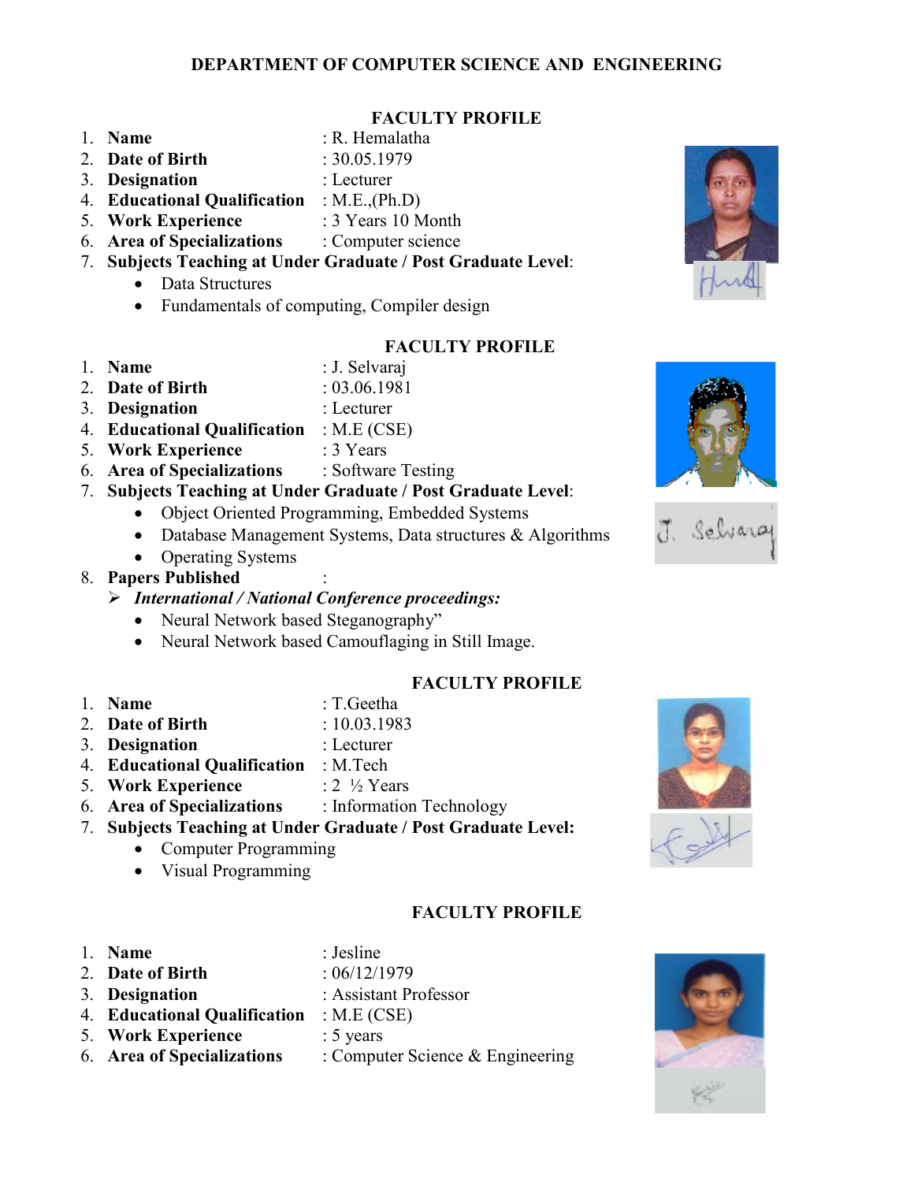## DEPARTMENT OF COMPUTER SCIENCE AND ENGINEERING

### FACULTY PROFILE

1. **Name** : R. Hemalatha
2. **Date of Birth** : 30.05.1979
3. **Designation** : Lecturer
4. **Educational Qualification** : M.E.,(Ph.D)
5. **Work Experience** : 3 Years 10 Month
6. **Area of Specializations** : Computer science
7. **Subjects Teaching at Under Graduate / Post Graduate Level**:
   - Data Structures
   - Fundamentals of computing, Compiler design

### FACULTY PROFILE

1. **Name** : J. Selvaraj
2. **Date of Birth** : 03.06.1981
3. **Designation** : Lecturer
4. **Educational Qualification** : M.E (CSE)
5. **Work Experience** : 3 Years
6. **Area of Specializations** : Software Testing
7. **Subjects Teaching at Under Graduate / Post Graduate Level**:
   - Object Oriented Programming, Embedded Systems
   - Database Management Systems, Data structures & Algorithms
   - Operating Systems
8. **Papers Published** :
   - ***International / National Conference proceedings:***
     - Neural Network based Steganography"
     - Neural Network based Camouflaging in Still Image.

### FACULTY PROFILE

1. **Name** : T.Geetha
2. **Date of Birth** : 10.03.1983
3. **Designation** : Lecturer
4. **Educational Qualification** : M.Tech
5. **Work Experience** : 2 ½ Years
6. **Area of Specializations** : Information Technology
7. **Subjects Teaching at Under Graduate / Post Graduate Level:**
   - Computer Programming
   - Visual Programming

### FACULTY PROFILE

1. **Name** : Jesline
2. **Date of Birth** : 06/12/1979
3. **Designation** : Assistant Professor
4. **Educational Qualification** : M.E (CSE)
5. **Work Experience** : 5 years
6. **Area of Specializations** : Computer Science & Engineering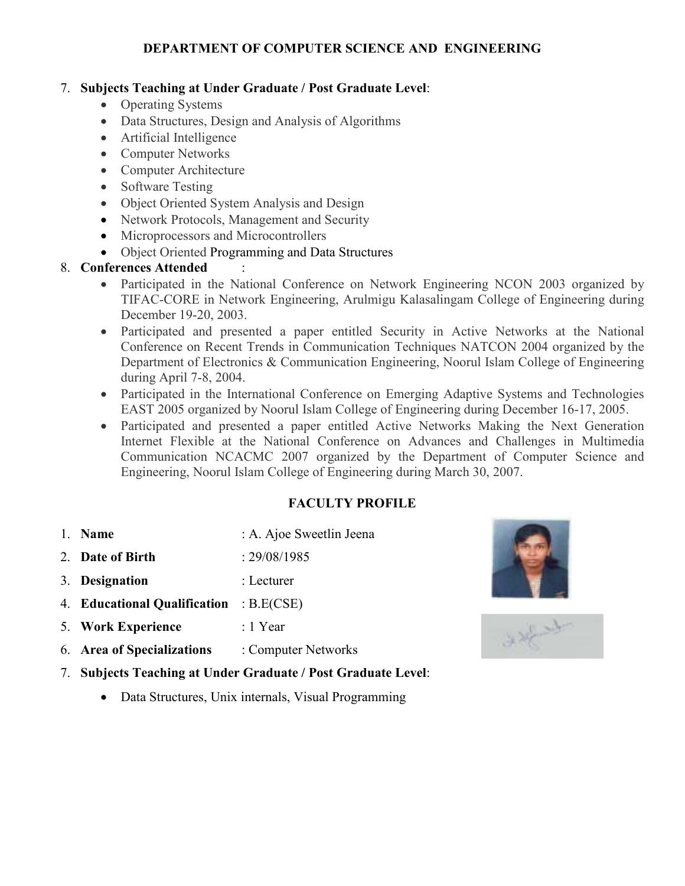**DEPARTMENT OF COMPUTER SCIENCE AND ENGINEERING**

7. **Subjects Teaching at Under Graduate / Post Graduate Level**:
   - Operating Systems
   - Data Structures, Design and Analysis of Algorithms
   - Artificial Intelligence
   - Computer Networks
   - Computer Architecture
   - Software Testing
   - Object Oriented System Analysis and Design
   - Network Protocols, Management and Security
   - Microprocessors and Microcontrollers
   - Object Oriented Programming and Data Structures
8. **Conferences Attended** :
   - Participated in the National Conference on Network Engineering NCON 2003 organized by TIFAC-CORE in Network Engineering, Arulmigu Kalasalingam College of Engineering during December 19-20, 2003.
   - Participated and presented a paper entitled Security in Active Networks at the National Conference on Recent Trends in Communication Techniques NATCON 2004 organized by the Department of Electronics & Communication Engineering, Noorul Islam College of Engineering during April 7-8, 2004.
   - Participated in the International Conference on Emerging Adaptive Systems and Technologies EAST 2005 organized by Noorul Islam College of Engineering during December 16-17, 2005.
   - Participated and presented a paper entitled Active Networks Making the Next Generation Internet Flexible at the National Conference on Advances and Challenges in Multimedia Communication NCACMC 2007 organized by the Department of Computer Science and Engineering, Noorul Islam College of Engineering during March 30, 2007.

## FACULTY PROFILE

1. **Name** : A. Ajoe Sweetlin Jeena
2. **Date of Birth** : 29/08/1985
3. **Designation** : Lecturer
4. **Educational Qualification** : B.E(CSE)
5. **Work Experience** : 1 Year
6. **Area of Specializations** : Computer Networks
7. **Subjects Teaching at Under Graduate / Post Graduate Level**:
   - Data Structures, Unix internals, Visual Programming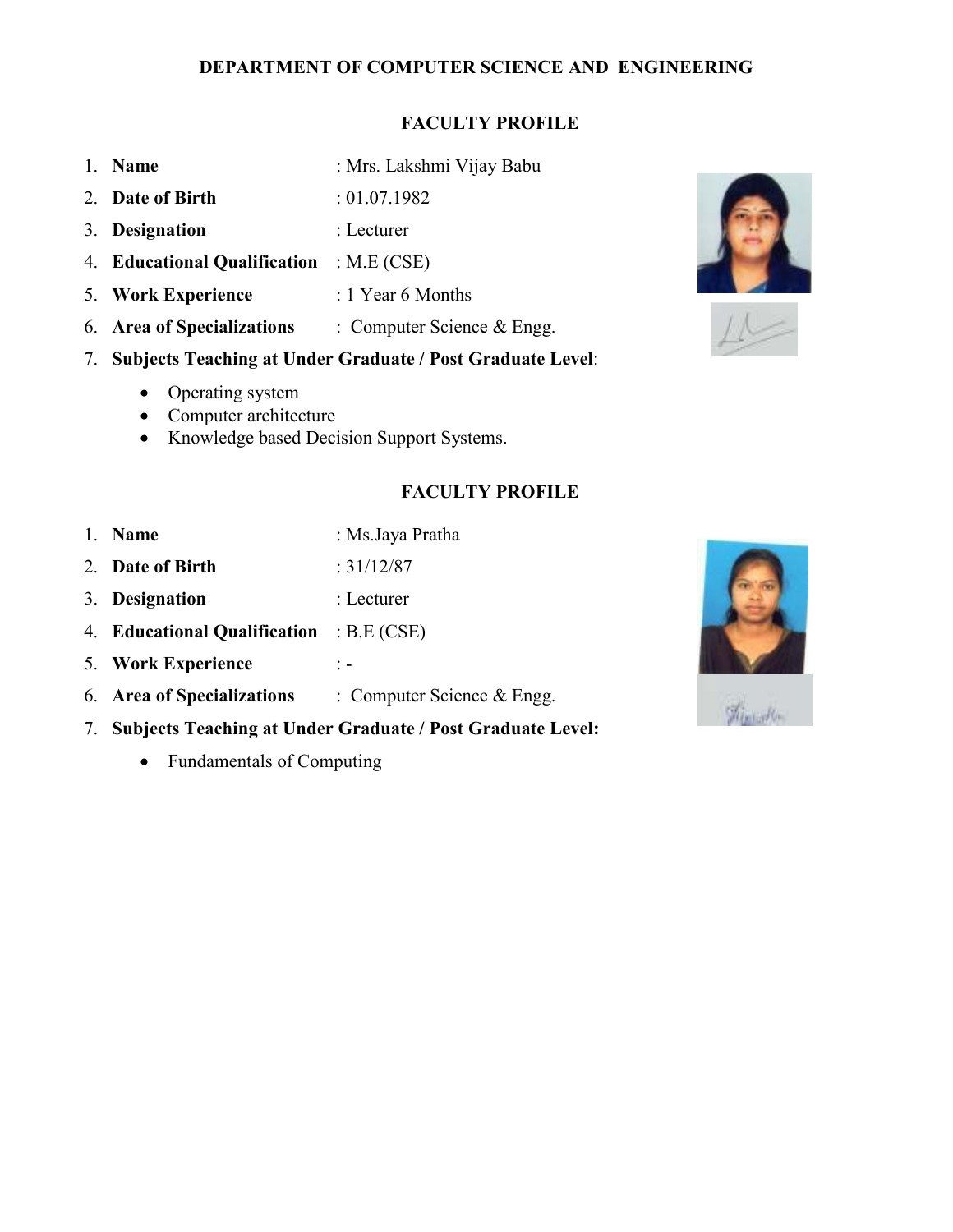## DEPARTMENT OF COMPUTER SCIENCE AND ENGINEERING

### FACULTY PROFILE

1. **Name** : Mrs. Lakshmi Vijay Babu
2. **Date of Birth** : 01.07.1982
3. **Designation** : Lecturer
4. **Educational Qualification** : M.E (CSE)
5. **Work Experience** : 1 Year 6 Months
6. **Area of Specializations** : Computer Science & Engg.
7. **Subjects Teaching at Under Graduate / Post Graduate Level**:
   - Operating system
   - Computer architecture
   - Knowledge based Decision Support Systems.

### FACULTY PROFILE

1. **Name** : Ms.Jaya Pratha
2. **Date of Birth** : 31/12/87
3. **Designation** : Lecturer
4. **Educational Qualification** : B.E (CSE)
5. **Work Experience** : -
6. **Area of Specializations** : Computer Science & Engg.
7. **Subjects Teaching at Under Graduate / Post Graduate Level:**
   - Fundamentals of Computing